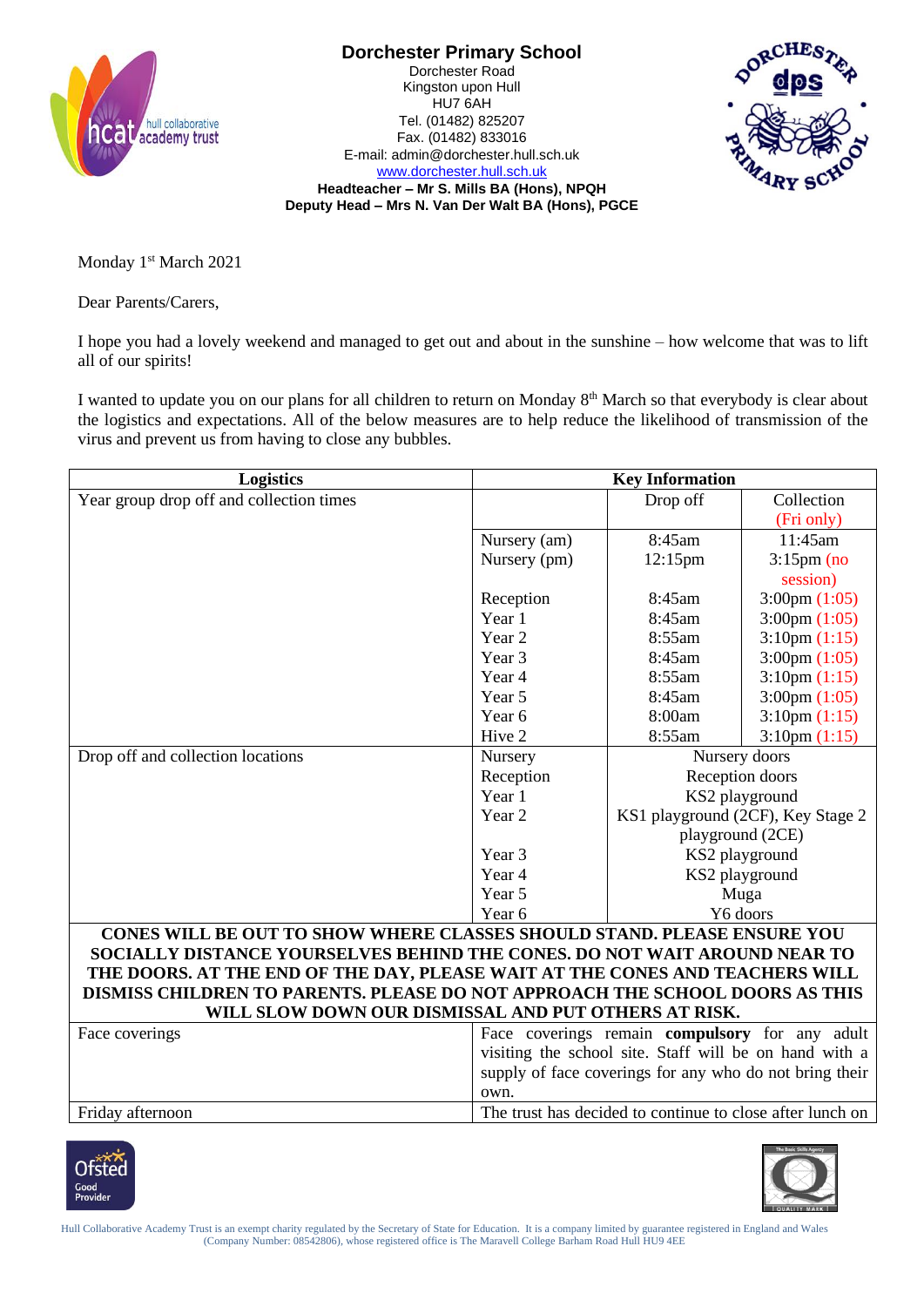# Dorchester Primary School

Dorchester Road
Kingston upon Hull
HU7 6AH
Tel. (01482) 825207
Fax. (01482) 833016
E-mail: admin@dorchester.hull.sch.uk
www.dorchester.hull.sch.uk

**Headteacher – Mr S. Mills BA (Hons), NPQH**
**Deputy Head – Mrs N. Van Der Walt BA (Hons), PGCE**

Monday 1st March 2021

Dear Parents/Carers,

I hope you had a lovely weekend and managed to get out and about in the sunshine – how welcome that was to lift all of our spirits!

I wanted to update you on our plans for all children to return on Monday 8th March so that everybody is clear about the logistics and expectations. All of the below measures are to help reduce the likelihood of transmission of the virus and prevent us from having to close any bubbles.

| Logistics | Key Information | | |
|---|---|---|---|
| Year group drop off and collection times | | Drop off | Collection (Fri only) |
| | Nursery (am) | 8:45am | 11:45am |
| | Nursery (pm) | 12:15pm | 3:15pm (no session) |
| | Reception | 8:45am | 3:00pm (1:05) |
| | Year 1 | 8:45am | 3:00pm (1:05) |
| | Year 2 | 8:55am | 3:10pm (1:15) |
| | Year 3 | 8:45am | 3:00pm (1:05) |
| | Year 4 | 8:55am | 3:10pm (1:15) |
| | Year 5 | 8:45am | 3:00pm (1:05) |
| | Year 6 | 8:00am | 3:10pm (1:15) |
| | Hive 2 | 8:55am | 3:10pm (1:15) |
| Drop off and collection locations | Nursery | Nursery doors | |
| | Reception | Reception doors | |
| | Year 1 | KS2 playground | |
| | Year 2 | KS1 playground (2CF), Key Stage 2 playground (2CE) | |
| | Year 3 | KS2 playground | |
| | Year 4 | KS2 playground | |
| | Year 5 | Muga | |
| | Year 6 | Y6 doors | |
| **CONES WILL BE OUT TO SHOW WHERE CLASSES SHOULD STAND. PLEASE ENSURE YOU SOCIALLY DISTANCE YOURSELVES BEHIND THE CONES. DO NOT WAIT AROUND NEAR TO THE DOORS. AT THE END OF THE DAY, PLEASE WAIT AT THE CONES AND TEACHERS WILL DISMISS CHILDREN TO PARENTS. PLEASE DO NOT APPROACH THE SCHOOL DOORS AS THIS WILL SLOW DOWN OUR DISMISSAL AND PUT OTHERS AT RISK.** | | | |
| Face coverings | Face coverings remain **compulsory** for any adult visiting the school site. Staff will be on hand with a supply of face coverings for any who do not bring their own. | | |
| Friday afternoon | The trust has decided to continue to close after lunch on | | |

Hull Collaborative Academy Trust is an exempt charity regulated by the Secretary of State for Education. It is a company limited by guarantee registered in England and Wales (Company Number: 08542806), whose registered office is The Maravell College Barham Road Hull HU9 4EE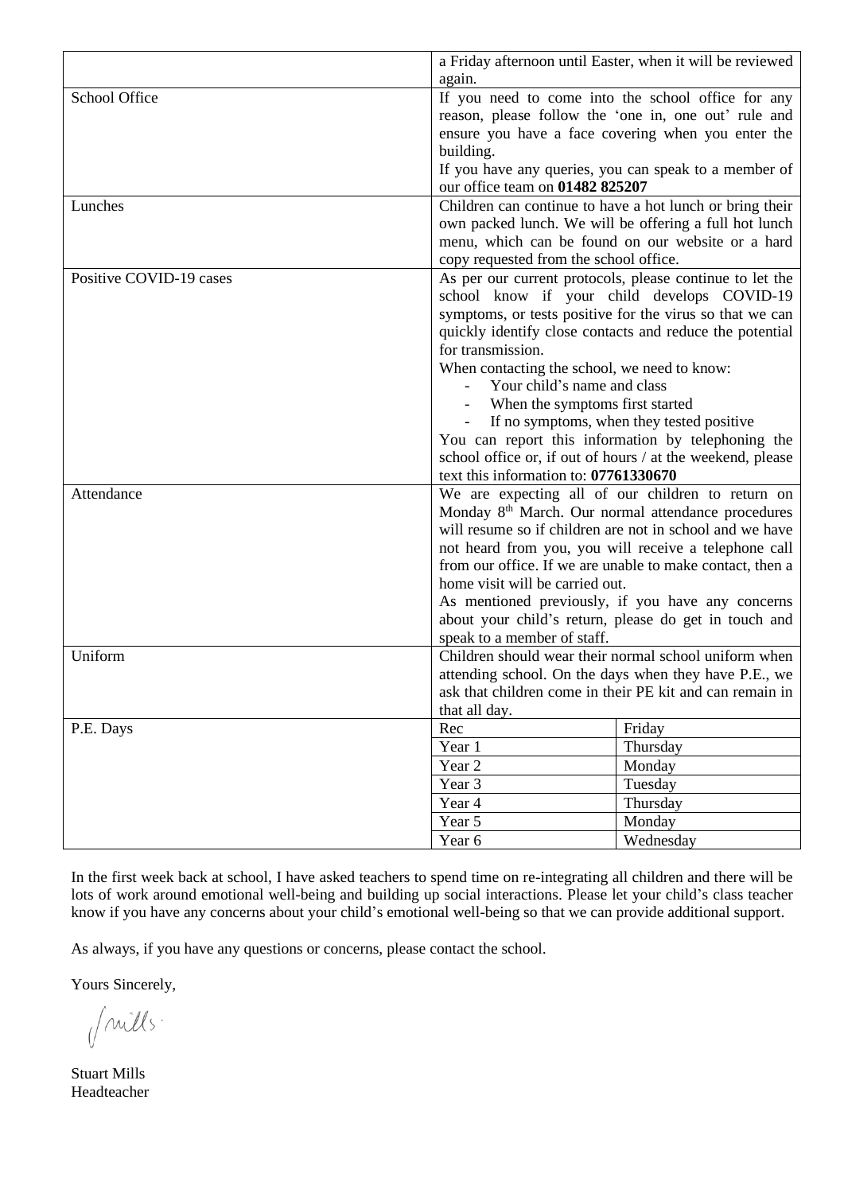| | | |
|---|---|---|
| | a Friday afternoon until Easter, when it will be reviewed again. | |
| School Office | If you need to come into the school office for any reason, please follow the 'one in, one out' rule and ensure you have a face covering when you enter the building.<br>If you have any queries, you can speak to a member of our office team on **01482 825207** | |
| Lunches | Children can continue to have a hot lunch or bring their own packed lunch. We will be offering a full hot lunch menu, which can be found on our website or a hard copy requested from the school office. | |
| Positive COVID-19 cases | As per our current protocols, please continue to let the school know if your child develops COVID-19 symptoms, or tests positive for the virus so that we can quickly identify close contacts and reduce the potential for transmission.<br>When contacting the school, we need to know:<br>- Your child's name and class<br>- When the symptoms first started<br>- If no symptoms, when they tested positive<br>You can report this information by telephoning the school office or, if out of hours / at the weekend, please text this information to: **07761330670** | |
| Attendance | We are expecting all of our children to return on Monday 8th March. Our normal attendance procedures will resume so if children are not in school and we have not heard from you, you will receive a telephone call from our office. If we are unable to make contact, then a home visit will be carried out.<br>As mentioned previously, if you have any concerns about your child's return, please do get in touch and speak to a member of staff. | |
| Uniform | Children should wear their normal school uniform when attending school. On the days when they have P.E., we ask that children come in their PE kit and can remain in that all day. | |
| P.E. Days | Rec | Friday |
| | Year 1 | Thursday |
| | Year 2 | Monday |
| | Year 3 | Tuesday |
| | Year 4 | Thursday |
| | Year 5 | Monday |
| | Year 6 | Wednesday |

In the first week back at school, I have asked teachers to spend time on re-integrating all children and there will be lots of work around emotional well-being and building up social interactions. Please let your child's class teacher know if you have any concerns about your child's emotional well-being so that we can provide additional support.

As always, if you have any questions or concerns, please contact the school.

Yours Sincerely,

Stuart Mills
Headteacher